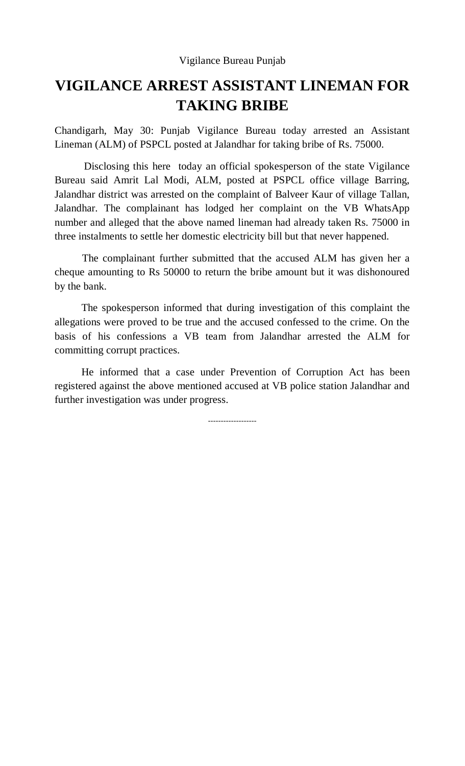Vigilance Bureau Punjab

# VIGILANCE ARREST ASSISTANT LINEMAN FOR TAKING BRIBE

Chandigarh, May 30: Punjab Vigilance Bureau today arrested an Assistant Lineman (ALM) of PSPCL posted at Jalandhar for taking bribe of Rs. 75000.

Disclosing this here today an official spokesperson of the state Vigilance Bureau said Amrit Lal Modi, ALM, posted at PSPCL office village Barring, Jalandhar district was arrested on the complaint of Balveer Kaur of village Tallan, Jalandhar. The complainant has lodged her complaint on the VB WhatsApp number and alleged that the above named lineman had already taken Rs. 75000 in three instalments to settle her domestic electricity bill but that never happened.

The complainant further submitted that the accused ALM has given her a cheque amounting to Rs 50000 to return the bribe amount but it was dishonoured by the bank.

The spokesperson informed that during investigation of this complaint the allegations were proved to be true and the accused confessed to the crime. On the basis of his confessions a VB team from Jalandhar arrested the ALM for committing corrupt practices.

He informed that a case under Prevention of Corruption Act has been registered against the above mentioned accused at VB police station Jalandhar and further investigation was under progress.

-------------------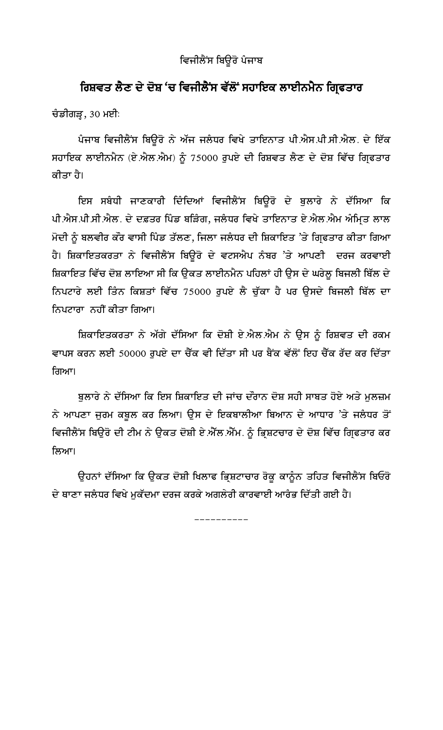ਵਿਜੀਲੈਂਸ ਬਿਊਰੋ ਪੰਜਾਬ

## ਰਿਸ਼ਵਤ ਲੈਣ ਦੇ ਦੋਸ਼ 'ਚ ਵਿਜੀਲੈਂਸ ਵੱਲੋਂ ਸਹਾਇਕ ਲਾਈਨਮੈਨ ਗ੍ਰਿਫਤਾਰ

ਚੰਡੀਗੜ੍ਹ, 30 ਮਈ:

ਪੰਜਾਬ ਵਿਜੀਲੈਂਸ ਬਿਊਰੋ ਨੇ ਅੱਜ ਜਲੰਧਰ ਵਿਖੇ ਤਾਇਨਾਤ ਪੀ.ਐਸ.ਪੀ.ਸੀ.ਐਲ. ਦੇ ਇੱਕ ਸਹਾਇਕ ਲਾਈਨਮੈਨ (ਏ.ਐਲ.ਐਮ) ਨੂੰ 75000 ਰੁਪਏ ਦੀ ਰਿਸ਼ਵਤ ਲੈਣ ਦੇ ਦੋਸ਼ ਵਿੱਚ ਗ੍ਰਿਫਤਾਰ ਕੀਤਾ ਹੈ।

ਇਸ ਸਬੰਧੀ ਜਾਣਕਾਰੀ ਦਿੰਦਿਆਂ ਵਿਜੀਲੈਂਸ ਬਿਊਰੋ ਦੇ ਬੁਲਾਰੇ ਨੇ ਦੱਸਿਆ ਕਿ ਪੀ.ਐਸ.ਪੀ.ਸੀ.ਐਲ. ਦੇ ਦਫ਼ਤਰ ਪਿੰਡ ਬੜਿੰਗ, ਜਲੰਧਰ ਵਿਖੇ ਤਾਇਨਾਤ ਏ.ਐਲ.ਐਮ ਅੰਮ੍ਰਿਤ ਲਾਲ ਮੋਦੀ ਨੂੰ ਬਲਵੀਰ ਕੌਰ ਵਾਸੀ ਪਿੰਡ ਤੱਲਣ, ਜਿਲਾ ਜਲੰਧਰ ਦੀ ਸ਼ਿਕਾਇਤ 'ਤੇ ਗ੍ਰਿਫਤਾਰ ਕੀਤਾ ਗਿਆ ਹੈ। ਸ਼ਿਕਾਇਤਕਰਤਾ ਨੇ ਵਿਜੀਲੈਂਸ ਬਿਊਰੋ ਦੇ ਵਟਸਐਪ ਨੰਬਰ 'ਤੇ ਆਪਣੀ ਦਰਜ ਕਰਵਾਈ ਸ਼ਿਕਾਇਤ ਵਿੱਚ ਦੋਸ਼ ਲਾਇਆ ਸੀ ਕਿ ਉਕਤ ਲਾਈਨਮੈਨ ਪਹਿਲਾਂ ਹੀ ਉਸ ਦੇ ਘਰੇਲੂ ਬਿਜਲੀ ਬਿੱਲ ਦੇ ਨਿਪਟਾਰੇ ਲਈ ਤਿੰਨ ਕਿਸ਼ਤਾਂ ਵਿੱਚ 75000 ਰੁਪਏ ਲੈ ਚੁੱਕਾ ਹੈ ਪਰ ਉਸਦੇ ਬਿਜਲੀ ਬਿੱਲ ਦਾ ਨਿਪਟਾਰਾ ਨਹੀਂ ਕੀਤਾ ਗਿਆ।

ਸ਼ਿਕਾਇਤਕਰਤਾ ਨੇ ਅੱਗੇ ਦੱਸਿਆ ਕਿ ਦੋਸ਼ੀ ਏ.ਐਲ.ਐਮ ਨੇ ਉਸ ਨੂੰ ਰਿਸ਼ਵਤ ਦੀ ਰਕਮ ਵਾਪਸ ਕਰਨ ਲਈ 50000 ਰੁਪਏ ਦਾ ਚੈੱਕ ਵੀ ਦਿੱਤਾ ਸੀ ਪਰ ਬੈਂਕ ਵੱਲੋਂ ਇਹ ਚੈੱਕ ਰੱਦ ਕਰ ਦਿੱਤਾ ਗਿਆ।

ਬੁਲਾਰੇ ਨੇ ਦੱਸਿਆ ਕਿ ਇਸ ਸ਼ਿਕਾਇਤ ਦੀ ਜਾਂਚ ਦੌਰਾਨ ਦੋਸ਼ ਸਹੀ ਸਾਬਤ ਹੋਏ ਅਤੇ ਮੁਲਜ਼ਮ ਨੇ ਆਪਣਾ ਜੁਰਮ ਕਬੂਲ ਕਰ ਲਿਆ। ਉਸ ਦੇ ਇਕਬਾਲੀਆ ਬਿਆਨ ਦੇ ਆਧਾਰ 'ਤੇ ਜਲੰਧਰ ਤੋਂ ਵਿਜੀਲੈਂਸ ਬਿਊਰੋ ਦੀ ਟੀਮ ਨੇ ਉਕਤ ਦੋਸ਼ੀ ਏ.ਐੱਲ.ਐੱਮ. ਨੂੰ ਭ੍ਰਿਸ਼ਟਾਚਾਰ ਦੇ ਦੋਸ਼ ਵਿੱਚ ਗ੍ਰਿਫਤਾਰ ਕਰ ਲਿਆ।

ਉਹਨਾਂ ਦੱਸਿਆ ਕਿ ਉਕਤ ਦੋਸ਼ੀ ਖਿਲਾਫ ਭ੍ਰਿਸ਼ਟਾਚਾਰ ਰੋਕੂ ਕਾਨੂੰਨ ਤਹਿਤ ਵਿਜੀਲੈਂਸ ਬਿਓਰੋ ਦੇ ਥਾਣਾ ਜਲੰਧਰ ਵਿਖੇ ਮੁਕੱਦਮਾ ਦਰਜ ਕਰਕੇ ਅਗਲੇਰੀ ਕਾਰਵਾਈ ਆਰੰਭ ਦਿੱਤੀ ਗਈ ਹੈ।

----------